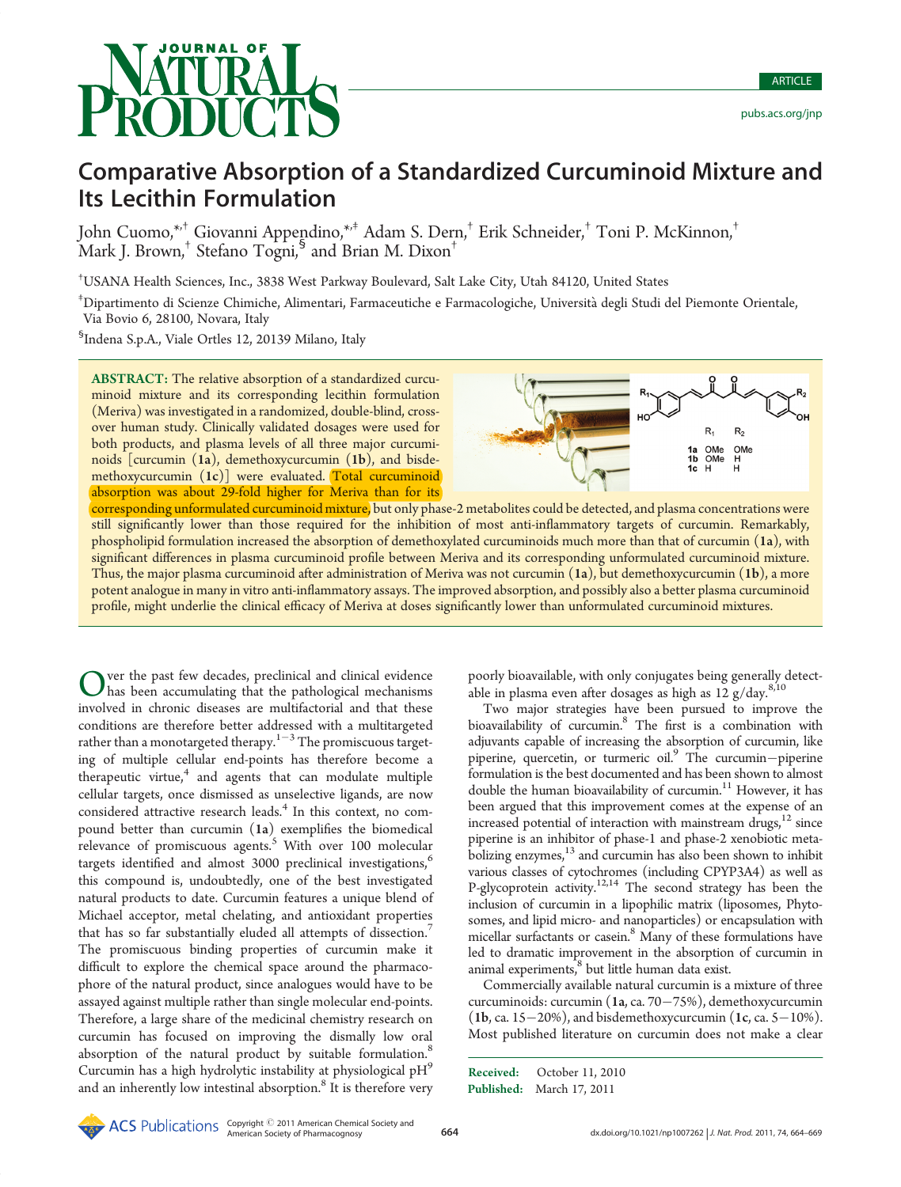# Comparative Absorption of a Standardized Curcuminoid Mixture and Its Lecithin Formulation

John Cuomo,[*,†] Giovanni Appendino,[*,‡] Adam S. Dern,[†] Erik Schneider,[†] Toni P. McKinnon,[†] Mark J. Brown,[†] Stefano Togni,[§] and Brian M. Dixon[†]

[†]USANA Health Sciences, Inc., 3838 West Parkway Boulevard, Salt Lake City, Utah 84120, United States

[‡]Dipartimento di Scienze Chimiche, Alimentari, Farmaceutiche e Farmacologiche, Università degli Studi del Piemonte Orientale, Via Bovio 6, 28100, Novara, Italy

[§]Indena S.p.A., Viale Ortles 12, 20139 Milano, Italy

**ABSTRACT:** The relative absorption of a standardized curcuminoid mixture and its corresponding lecithin formulation (Meriva) was investigated in a randomized, double-blind, crossover human study. Clinically validated dosages were used for both products, and plasma levels of all three major curcuminoids [curcumin (**1a**), demethoxycurcumin (**1b**), and bisdemethoxycurcumin (**1c**)] were evaluated. Total curcuminoid absorption was about 29-fold higher for Meriva than for its corresponding unformulated curcuminoid mixture, but only phase-2 metabolites could be detected, and plasma concentrations were still significantly lower than those required for the inhibition of most anti-inflammatory targets of curcumin. Remarkably, phospholipid formulation increased the absorption of demethoxylated curcuminoids much more than that of curcumin (**1a**), with significant differences in plasma curcuminoid profile between Meriva and its corresponding unformulated curcuminoid mixture. Thus, the major plasma curcuminoid after administration of Meriva was not curcumin (**1a**), but demethoxycurcumin (**1b**), a more potent analogue in many in vitro anti-inflammatory assays. The improved absorption, and possibly also a better plasma curcuminoid profile, might underlie the clinical efficacy of Meriva at doses significantly lower than unformulated curcuminoid mixtures.

| | $R_1$ | $R_2$ |
|---|---|---|
| **1a** | OMe | OMe |
| **1b** | OMe | H |
| **1c** | H | H |

Over the past few decades, preclinical and clinical evidence has been accumulating that the pathological mechanisms involved in chronic diseases are multifactorial and that these conditions are therefore better addressed with a multitargeted rather than a monotargeted therapy.[1−3] The promiscuous targeting of multiple cellular end-points has therefore become a therapeutic virtue,[4] and agents that can modulate multiple cellular targets, once dismissed as unselective ligands, are now considered attractive research leads.[4] In this context, no compound better than curcumin (**1a**) exemplifies the biomedical relevance of promiscuous agents.[5] With over 100 molecular targets identified and almost 3000 preclinical investigations,[6] this compound is, undoubtedly, one of the best investigated natural products to date. Curcumin features a unique blend of Michael acceptor, metal chelating, and antioxidant properties that has so far substantially eluded all attempts of dissection.[7] The promiscuous binding properties of curcumin make it difficult to explore the chemical space around the pharmacophore of the natural product, since analogues would have to be assayed against multiple rather than single molecular end-points. Therefore, a large share of the medicinal chemistry research on curcumin has focused on improving the dismally low oral absorption of the natural product by suitable formulation.[8] Curcumin has a high hydrolytic instability at physiological pH[9] and an inherently low intestinal absorption.[8] It is therefore very poorly bioavailable, with only conjugates being generally detectable in plasma even after dosages as high as 12 g/day.[8,10]

Two major strategies have been pursued to improve the bioavailability of curcumin.[8] The first is a combination with adjuvants capable of increasing the absorption of curcumin, like piperine, quercetin, or turmeric oil.[9] The curcumin−piperine formulation is the best documented and has been shown to almost double the human bioavailability of curcumin.[11] However, it has been argued that this improvement comes at the expense of an increased potential of interaction with mainstream drugs,[12] since piperine is an inhibitor of phase-1 and phase-2 xenobiotic metabolizing enzymes,[13] and curcumin has also been shown to inhibit various classes of cytochromes (including CPYP3A4) as well as P-glycoprotein activity.[12,14] The second strategy has been the inclusion of curcumin in a lipophilic matrix (liposomes, Phytosomes, and lipid micro- and nanoparticles) or encapsulation with micellar surfactants or casein.[8] Many of these formulations have led to dramatic improvement in the absorption of curcumin in animal experiments,[8] but little human data exist.

Commercially available natural curcumin is a mixture of three curcuminoids: curcumin (**1a**, ca. 70−75%), demethoxycurcumin (**1b**, ca. 15−20%), and bisdemethoxycurcumin (**1c**, ca. 5−10%). Most published literature on curcumin does not make a clear

**Received:** October 11, 2010
**Published:** March 17, 2011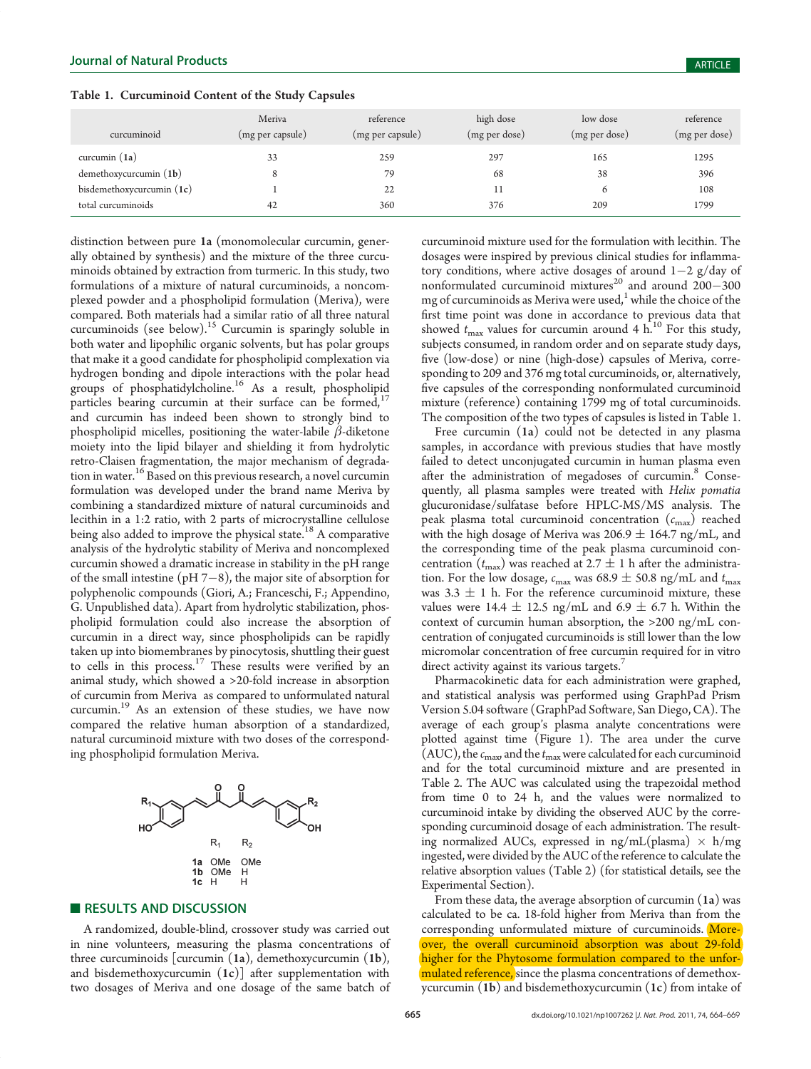**Table 1. Curcuminoid Content of the Study Capsules**

| curcuminoid | Meriva (mg per capsule) | reference (mg per capsule) | high dose (mg per dose) | low dose (mg per dose) | reference (mg per dose) |
|---|---|---|---|---|---|
| curcumin (**1a**) | 33 | 259 | 297 | 165 | 1295 |
| demethoxycurcumin (**1b**) | 8 | 79 | 68 | 38 | 396 |
| bisdemethoxycurcumin (**1c**) | 1 | 22 | 11 | 6 | 108 |
| total curcuminoids | 42 | 360 | 376 | 209 | 1799 |

distinction between pure **1a** (monomolecular curcumin, generally obtained by synthesis) and the mixture of the three curcuminoids obtained by extraction from turmeric. In this study, two formulations of a mixture of natural curcuminoids, a noncomplexed powder and a phospholipid formulation (Meriva), were compared. Both materials had a similar ratio of all three natural curcuminoids (see below).[15] Curcumin is sparingly soluble in both water and lipophilic organic solvents, but has polar groups that make it a good candidate for phospholipid complexation via hydrogen bonding and dipole interactions with the polar head groups of phosphatidylcholine.[16] As a result, phospholipid particles bearing curcumin at their surface can be formed,[17] and curcumin has indeed been shown to strongly bind to phospholipid micelles, positioning the water-labile $\beta$-diketone moiety into the lipid bilayer and shielding it from hydrolytic retro-Claisen fragmentation, the major mechanism of degradation in water.[16] Based on this previous research, a novel curcumin formulation was developed under the brand name Meriva by combining a standardized mixture of natural curcuminoids and lecithin in a 1:2 ratio, with 2 parts of microcrystalline cellulose being also added to improve the physical state.[18] A comparative analysis of the hydrolytic stability of Meriva and noncomplexed curcumin showed a dramatic increase in stability in the pH range of the small intestine (pH 7−8), the major site of absorption for polyphenolic compounds (Giori, A.; Franceschi, F.; Appendino, G. Unpublished data). Apart from hydrolytic stabilization, phospholipid formulation could also increase the absorption of curcumin in a direct way, since phospholipids can be rapidly taken up into biomembranes by pinocytosis, shuttling their guest to cells in this process.[17] These results were verified by an animal study, which showed a >20-fold increase in absorption of curcumin from Meriva as compared to unformulated natural curcumin.[19] As an extension of these studies, we have now compared the relative human absorption of a standardized, natural curcuminoid mixture with two doses of the corresponding phospholipid formulation Meriva.

| | $R_1$ | $R_2$ |
|---|---|---|
| **1a** | OMe | OMe |
| **1b** | OMe | H |
| **1c** | H | H |

## RESULTS AND DISCUSSION

A randomized, double-blind, crossover study was carried out in nine volunteers, measuring the plasma concentrations of three curcuminoids [curcumin (**1a**), demethoxycurcumin (**1b**), and bisdemethoxycurcumin (**1c**)] after supplementation with two dosages of Meriva and one dosage of the same batch of curcuminoid mixture used for the formulation with lecithin. The dosages were inspired by previous clinical studies for inflammatory conditions, where active dosages of around 1−2 g/day of nonformulated curcuminoid mixtures[20] and around 200−300 mg of curcuminoids as Meriva were used,[1] while the choice of the first time point was done in accordance to previous data that showed $t_{max}$ values for curcumin around 4 h.[10] For this study, subjects consumed, in random order and on separate study days, five (low-dose) or nine (high-dose) capsules of Meriva, corresponding to 209 and 376 mg total curcuminoids, or, alternatively, five capsules of the corresponding nonformulated curcuminoid mixture (reference) containing 1799 mg of total curcuminoids. The composition of the two types of capsules is listed in Table 1.

Free curcumin (**1a**) could not be detected in any plasma samples, in accordance with previous studies that have mostly failed to detect unconjugated curcumin in human plasma even after the administration of megadoses of curcumin.[8] Consequently, all plasma samples were treated with *Helix pomatia* glucuronidase/sulfatase before HPLC-MS/MS analysis. The peak plasma total curcuminoid concentration ($c_{max}$) reached with the high dosage of Meriva was 206.9 ± 164.7 ng/mL, and the corresponding time of the peak plasma curcuminoid concentration ($t_{max}$) was reached at 2.7 ± 1 h after the administration. For the low dosage, $c_{max}$ was 68.9 ± 50.8 ng/mL and $t_{max}$ was 3.3 ± 1 h. For the reference curcuminoid mixture, these values were 14.4 ± 12.5 ng/mL and 6.9 ± 6.7 h. Within the context of curcumin human absorption, the >200 ng/mL concentration of conjugated curcuminoids is still lower than the low micromolar concentration of free curcumin required for in vitro direct activity against its various targets.[7]

Pharmacokinetic data for each administration were graphed, and statistical analysis was performed using GraphPad Prism Version 5.04 software (GraphPad Software, San Diego, CA). The average of each group's plasma analyte concentrations were plotted against time (Figure 1). The area under the curve (AUC), the $c_{max}$, and the $t_{max}$ were calculated for each curcuminoid and for the total curcuminoid mixture and are presented in Table 2. The AUC was calculated using the trapezoidal method from time 0 to 24 h, and the values were normalized to curcuminoid intake by dividing the observed AUC by the corresponding curcuminoid dosage of each administration. The resulting normalized AUCs, expressed in ng/mL(plasma) × h/mg ingested, were divided by the AUC of the reference to calculate the relative absorption values (Table 2) (for statistical details, see the Experimental Section).

From these data, the average absorption of curcumin (**1a**) was calculated to be ca. 18-fold higher from Meriva than from the corresponding unformulated mixture of curcuminoids. Moreover, the overall curcuminoid absorption was about 29-fold higher for the Phytosome formulation compared to the unformulated reference, since the plasma concentrations of demethoxycurcumin (**1b**) and bisdemethoxycurcumin (**1c**) from intake of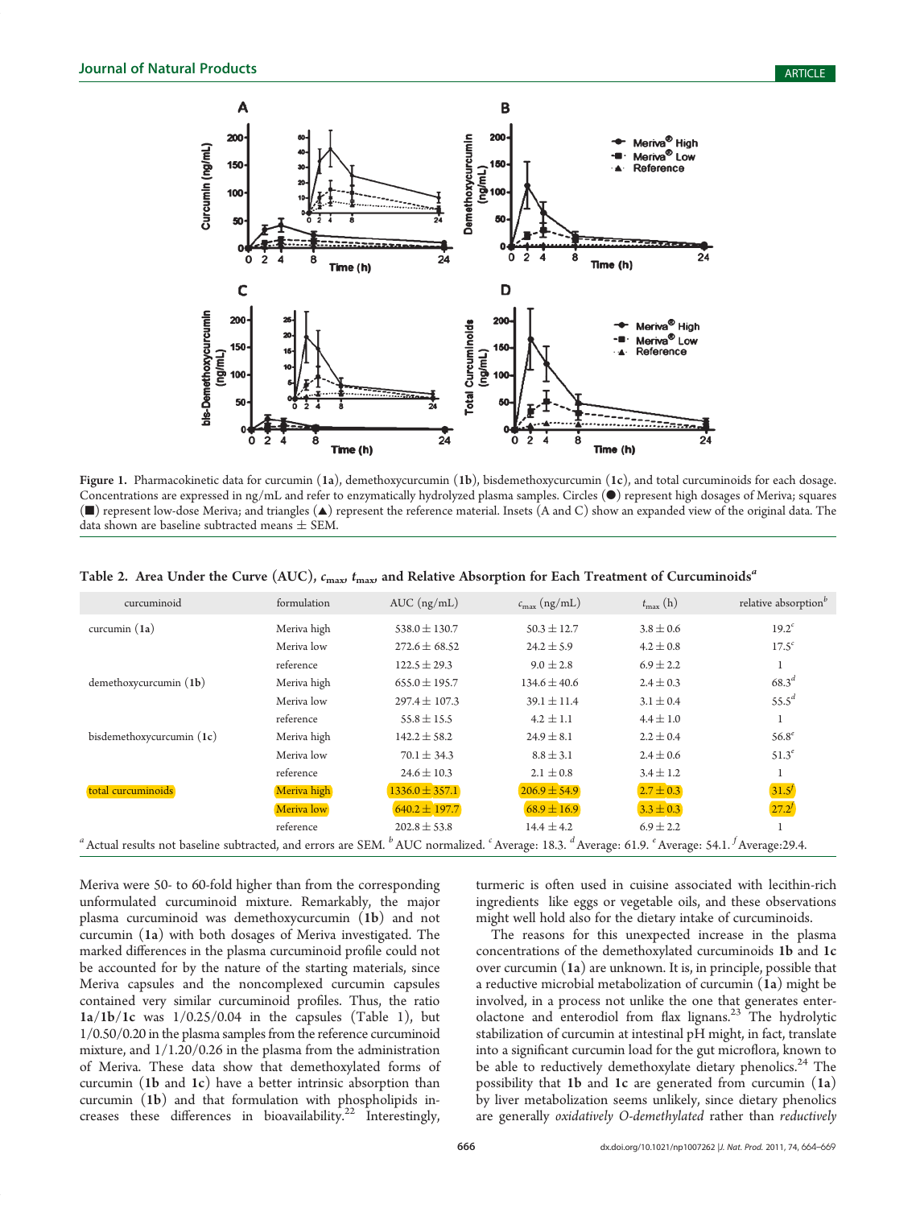Figure 1. Pharmacokinetic data for curcumin (**1a**), demethoxycurcumin (**1b**), bisdemethoxycurcumin (**1c**), and total curcuminoids for each dosage. Concentrations are expressed in ng/mL and refer to enzymatically hydrolyzed plasma samples. Circles (●) represent high dosages of Meriva; squares (■) represent low-dose Meriva; and triangles (▲) represent the reference material. Insets (A and C) show an expanded view of the original data. The data shown are baseline subtracted means ± SEM.

Table 2. Area Under the Curve (AUC), $c_{max}$, $t_{max}$, and Relative Absorption for Each Treatment of Curcuminoids[a]

| curcuminoid | formulation | AUC (ng/mL) | $c_{max}$ (ng/mL) | $t_{max}$ (h) | relative absorption[b] |
|---|---|---|---|---|---|
| curcumin (**1a**) | Meriva high | 538.0 ± 130.7 | 50.3 ± 12.7 | 3.8 ± 0.6 | 19.2[c] |
| | Meriva low | 272.6 ± 68.52 | 24.2 ± 5.9 | 4.2 ± 0.8 | 17.5[c] |
| | reference | 122.5 ± 29.3 | 9.0 ± 2.8 | 6.9 ± 2.2 | 1 |
| demethoxycurcumin (**1b**) | Meriva high | 655.0 ± 195.7 | 134.6 ± 40.6 | 2.4 ± 0.3 | 68.3[d] |
| | Meriva low | 297.4 ± 107.3 | 39.1 ± 11.4 | 3.1 ± 0.4 | 55.5[d] |
| | reference | 55.8 ± 15.5 | 4.2 ± 1.1 | 4.4 ± 1.0 | 1 |
| bisdemethoxycurcumin (**1c**) | Meriva high | 142.2 ± 58.2 | 24.9 ± 8.1 | 2.2 ± 0.4 | 56.8[e] |
| | Meriva low | 70.1 ± 34.3 | 8.8 ± 3.1 | 2.4 ± 0.6 | 51.3[e] |
| | reference | 24.6 ± 10.3 | 2.1 ± 0.8 | 3.4 ± 1.2 | 1 |
| total curcuminoids | Meriva high | 1336.0 ± 357.1 | 206.9 ± 54.9 | 2.7 ± 0.3 | 31.5[f] |
| | Meriva low | 640.2 ± 197.7 | 68.9 ± 16.9 | 3.3 ± 0.3 | 27.2[f] |
| | reference | 202.8 ± 53.8 | 14.4 ± 4.2 | 6.9 ± 2.2 | 1 |

[a] Actual results not baseline subtracted, and errors are SEM. [b] AUC normalized. [c] Average: 18.3. [d] Average: 61.9. [e] Average: 54.1. [f] Average:29.4.

Meriva were 50- to 60-fold higher than from the corresponding unformulated curcuminoid mixture. Remarkably, the major plasma curcuminoid was demethoxycurcumin (**1b**) and not curcumin (**1a**) with both dosages of Meriva investigated. The marked differences in the plasma curcuminoid profile could not be accounted for by the nature of the starting materials, since Meriva capsules and the noncomplexed curcumin capsules contained very similar curcuminoid profiles. Thus, the ratio **1a**/**1b**/**1c** was 1/0.25/0.04 in the capsules (Table 1), but 1/0.50/0.20 in the plasma samples from the reference curcuminoid mixture, and 1/1.20/0.26 in the plasma from the administration of Meriva. These data show that demethoxylated forms of curcumin (**1b** and **1c**) have a better intrinsic absorption than curcumin (**1b**) and that formulation with phospholipids increases these differences in bioavailability.[22] Interestingly, turmeric is often used in cuisine associated with lecithin-rich ingredients like eggs or vegetable oils, and these observations might well hold also for the dietary intake of curcuminoids.

The reasons for this unexpected increase in the plasma concentrations of the demethoxylated curcuminoids **1b** and **1c** over curcumin (**1a**) are unknown. It is, in principle, possible that a reductive microbial metabolization of curcumin (**1a**) might be involved, in a process not unlike the one that generates enterolactone and enterodiol from flax lignans.[23] The hydrolytic stabilization of curcumin at intestinal pH might, in fact, translate into a significant curcumin load for the gut microflora, known to be able to reductively demethoxylate dietary phenolics.[24] The possibility that **1b** and **1c** are generated from curcumin (**1a**) by liver metabolization seems unlikely, since dietary phenolics are generally *oxidatively O-demethylated* rather than *reductively*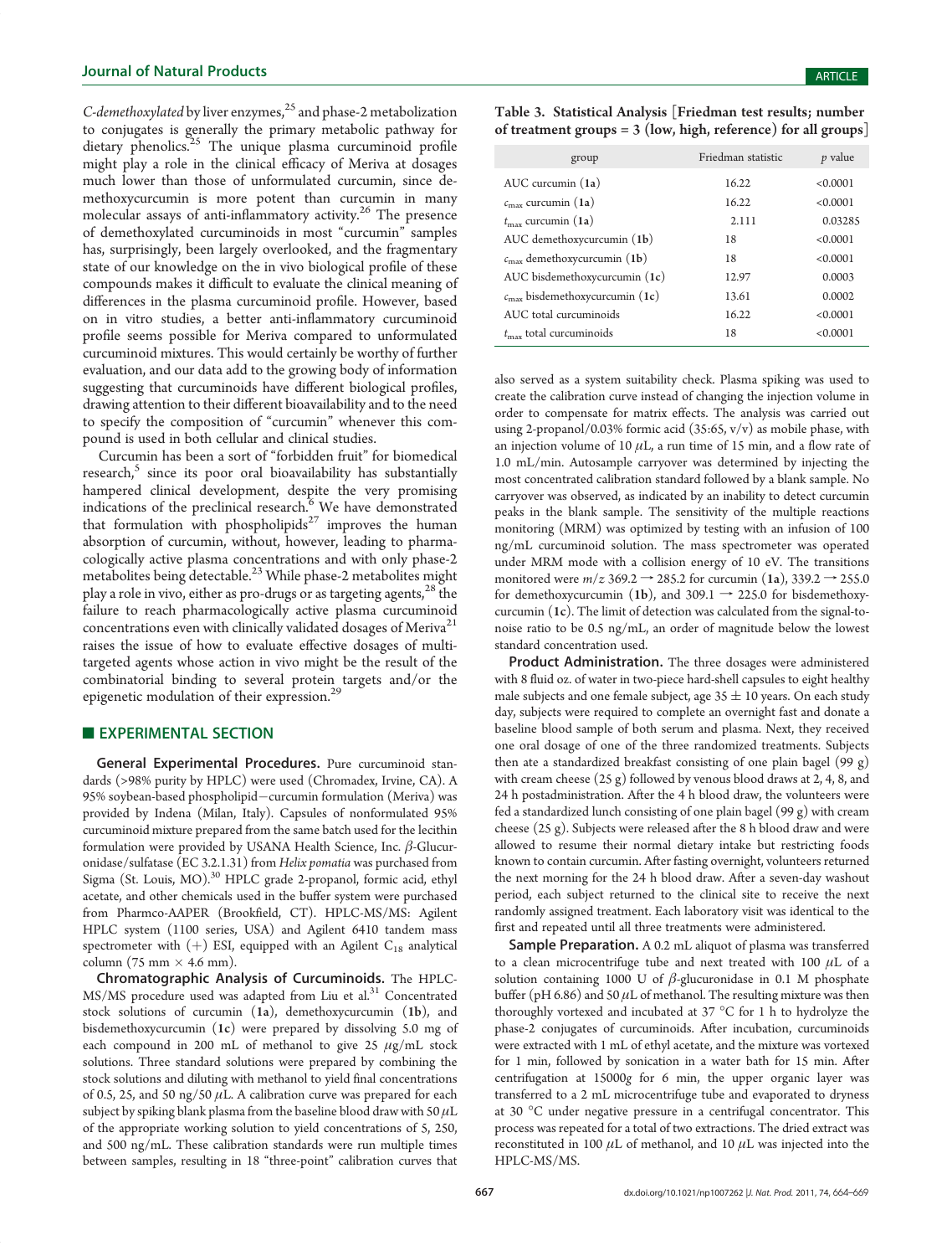*C-demethoxylated* by liver enzymes,[25] and phase-2 metabolization to conjugates is generally the primary metabolic pathway for dietary phenolics.[25] The unique plasma curcuminoid profile might play a role in the clinical efficacy of Meriva at dosages much lower than those of unformulated curcumin, since demethoxycurcumin is more potent than curcumin in many molecular assays of anti-inflammatory activity.[26] The presence of demethoxylated curcuminoids in most "curcumin" samples has, surprisingly, been largely overlooked, and the fragmentary state of our knowledge on the in vivo biological profile of these compounds makes it difficult to evaluate the clinical meaning of differences in the plasma curcuminoid profile. However, based on in vitro studies, a better anti-inflammatory curcuminoid profile seems possible for Meriva compared to unformulated curcuminoid mixtures. This would certainly be worthy of further evaluation, and our data add to the growing body of information suggesting that curcuminoids have different biological profiles, drawing attention to their different bioavailability and to the need to specify the composition of "curcumin" whenever this compound is used in both cellular and clinical studies.

Curcumin has been a sort of "forbidden fruit" for biomedical research,[5] since its poor oral bioavailability has substantially hampered clinical development, despite the very promising indications of the preclinical research.[6] We have demonstrated that formulation with phospholipids[27] improves the human absorption of curcumin, without, however, leading to pharmacologically active plasma concentrations and with only phase-2 metabolites being detectable.[23] While phase-2 metabolites might play a role in vivo, either as pro-drugs or as targeting agents,[28] the failure to reach pharmacologically active plasma curcuminoid concentrations even with clinically validated dosages of Meriva[21] raises the issue of how to evaluate effective dosages of multi-targeted agents whose action in vivo might be the result of the combinatorial binding to several protein targets and/or the epigenetic modulation of their expression.[29]

## EXPERIMENTAL SECTION

**General Experimental Procedures.** Pure curcuminoid standards (>98% purity by HPLC) were used (Chromadex, Irvine, CA). A 95% soybean-based phospholipid−curcumin formulation (Meriva) was provided by Indena (Milan, Italy). Capsules of nonformulated 95% curcuminoid mixture prepared from the same batch used for the lecithin formulation were provided by USANA Health Science, Inc. β-Glucuronidase/sulfatase (EC 3.2.1.31) from *Helix pomatia* was purchased from Sigma (St. Louis, MO).[30] HPLC grade 2-propanol, formic acid, ethyl acetate, and other chemicals used in the buffer system were purchased from Pharmco-AAPER (Brookfield, CT). HPLC-MS/MS: Agilent HPLC system (1100 series, USA) and Agilent 6410 tandem mass spectrometer with (+) ESI, equipped with an Agilent $C_{18}$ analytical column (75 mm × 4.6 mm).

**Chromatographic Analysis of Curcuminoids.** The HPLC-MS/MS procedure used was adapted from Liu et al.[31] Concentrated stock solutions of curcumin (**1a**), demethoxycurcumin (**1b**), and bisdemethoxycurcumin (**1c**) were prepared by dissolving 5.0 mg of each compound in 200 mL of methanol to give 25 μg/mL stock solutions. Three standard solutions were prepared by combining the stock solutions and diluting with methanol to yield final concentrations of 0.5, 25, and 50 ng/50 μL. A calibration curve was prepared for each subject by spiking blank plasma from the baseline blood draw with 50 μL of the appropriate working solution to yield concentrations of 5, 250, and 500 ng/mL. These calibration standards were run multiple times between samples, resulting in 18 "three-point" calibration curves that

**Table 3. Statistical Analysis [Friedman test results; number of treatment groups = 3 (low, high, reference) for all groups]**

| group | Friedman statistic | *p* value |
|---|---|---|
| AUC curcumin (**1a**) | 16.22 | <0.0001 |
| $c_{max}$ curcumin (**1a**) | 16.22 | <0.0001 |
| $t_{max}$ curcumin (**1a**) | 2.111 | 0.03285 |
| AUC demethoxycurcumin (**1b**) | 18 | <0.0001 |
| $c_{max}$ demethoxycurcumin (**1b**) | 18 | <0.0001 |
| AUC bisdemethoxycurcumin (**1c**) | 12.97 | 0.0003 |
| $c_{max}$ bisdemethoxycurcumin (**1c**) | 13.61 | 0.0002 |
| AUC total curcuminoids | 16.22 | <0.0001 |
| $t_{max}$ total curcuminoids | 18 | <0.0001 |

also served as a system suitability check. Plasma spiking was used to create the calibration curve instead of changing the injection volume in order to compensate for matrix effects. The analysis was carried out using 2-propanol/0.03% formic acid (35:65, v/v) as mobile phase, with an injection volume of 10 μL, a run time of 15 min, and a flow rate of 1.0 mL/min. Autosample carryover was determined by injecting the most concentrated calibration standard followed by a blank sample. No carryover was observed, as indicated by an inability to detect curcumin peaks in the blank sample. The sensitivity of the multiple reactions monitoring (MRM) was optimized by testing with an infusion of 100 ng/mL curcuminoid solution. The mass spectrometer was operated under MRM mode with a collision energy of 10 eV. The transitions monitored were $m/z$ 369.2 → 285.2 for curcumin (**1a**), 339.2 → 255.0 for demethoxycurcumin (**1b**), and 309.1 → 225.0 for bisdemethoxycurcumin (**1c**). The limit of detection was calculated from the signal-to-noise ratio to be 0.5 ng/mL, an order of magnitude below the lowest standard concentration used.

**Product Administration.** The three dosages were administered with 8 fluid oz. of water in two-piece hard-shell capsules to eight healthy male subjects and one female subject, age 35 ± 10 years. On each study day, subjects were required to complete an overnight fast and donate a baseline blood sample of both serum and plasma. Next, they received one oral dosage of one of the three randomized treatments. Subjects then ate a standardized breakfast consisting of one plain bagel (99 g) with cream cheese (25 g) followed by venous blood draws at 2, 4, 8, and 24 h postadministration. After the 4 h blood draw, the volunteers were fed a standardized lunch consisting of one plain bagel (99 g) with cream cheese (25 g). Subjects were released after the 8 h blood draw and were allowed to resume their normal dietary intake but restricting foods known to contain curcumin. After fasting overnight, volunteers returned the next morning for the 24 h blood draw. After a seven-day washout period, each subject returned to the clinical site to receive the next randomly assigned treatment. Each laboratory visit was identical to the first and repeated until all three treatments were administered.

**Sample Preparation.** A 0.2 mL aliquot of plasma was transferred to a clean microcentrifuge tube and next treated with 100 μL of a solution containing 1000 U of β-glucuronidase in 0.1 M phosphate buffer (pH 6.86) and 50 μL of methanol. The resulting mixture was then thoroughly vortexed and incubated at 37 °C for 1 h to hydrolyze the phase-2 conjugates of curcuminoids. After incubation, curcuminoids were extracted with 1 mL of ethyl acetate, and the mixture was vortexed for 1 min, followed by sonication in a water bath for 15 min. After centrifugation at 15000$g$ for 6 min, the upper organic layer was transferred to a 2 mL microcentrifuge tube and evaporated to dryness at 30 °C under negative pressure in a centrifugal concentrator. This process was repeated for a total of two extractions. The dried extract was reconstituted in 100 μL of methanol, and 10 μL was injected into the HPLC-MS/MS.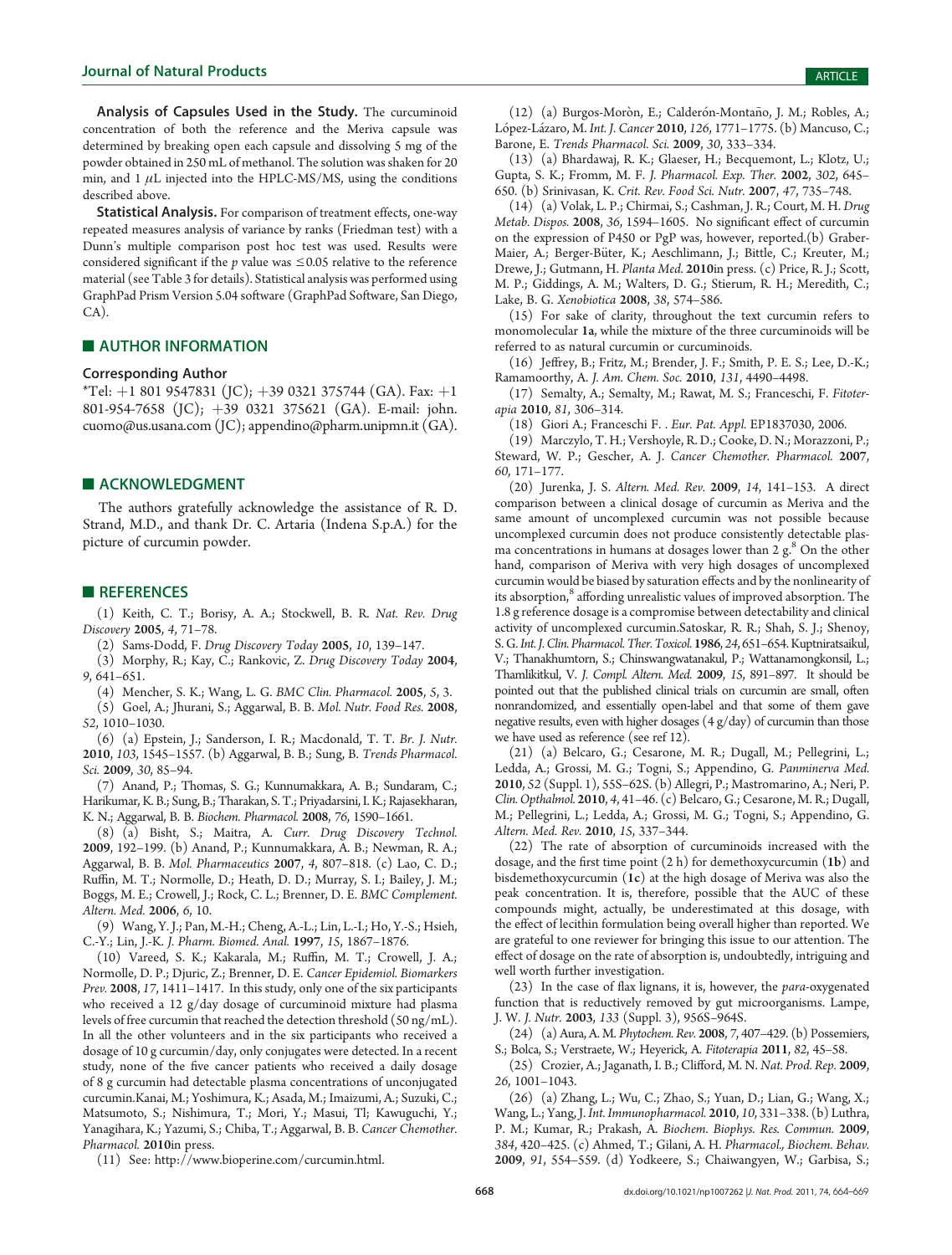**Analysis of Capsules Used in the Study.** The curcuminoid concentration of both the reference and the Meriva capsule was determined by breaking open each capsule and dissolving 5 mg of the powder obtained in 250 mL of methanol. The solution was shaken for 20 min, and 1 $\mu$L injected into the HPLC-MS/MS, using the conditions described above.

**Statistical Analysis.** For comparison of treatment effects, one-way repeated measures analysis of variance by ranks (Friedman test) with a Dunn's multiple comparison post hoc test was used. Results were considered significant if the *p* value was $\leq 0.05$ relative to the reference material (see Table 3 for details). Statistical analysis was performed using GraphPad Prism Version 5.04 software (GraphPad Software, San Diego, CA).

## AUTHOR INFORMATION

### Corresponding Author

*Tel: +1 801 9547831 (JC); +39 0321 375744 (GA). Fax: +1 801-954-7658 (JC); +39 0321 375621 (GA). E-mail: john.cuomo@us.usana.com (JC); appendino@pharm.unipmn.it (GA).

## ACKNOWLEDGMENT

The authors gratefully acknowledge the assistance of R. D. Strand, M.D., and thank Dr. C. Artaria (Indena S.p.A.) for the picture of curcumin powder.

## REFERENCES

(1) Keith, C. T.; Borisy, A. A.; Stockwell, B. R. *Nat. Rev. Drug Discovery* **2005**, *4*, 71–78.

(2) Sams-Dodd, F. *Drug Discovery Today* **2005**, *10*, 139–147.

(3) Morphy, R.; Kay, C.; Rankovic, Z. *Drug Discovery Today* **2004**, *9*, 641–651.

(4) Mencher, S. K.; Wang, L. G. *BMC Clin. Pharmacol.* **2005**, *5*, 3.

(5) Goel, A.; Jhurani, S.; Aggarwal, B. B. *Mol. Nutr. Food Res.* **2008**, *52*, 1010–1030.

(6) (a) Epstein, J.; Sanderson, I. R.; Macdonald, T. T. *Br. J. Nutr.* **2010**, *103*, 1545–1557. (b) Aggarwal, B. B.; Sung, B. *Trends Pharmacol. Sci.* **2009**, *30*, 85–94.

(7) Anand, P.; Thomas, S. G.; Kunnumakkara, A. B.; Sundaram, C.; Harikumar, K. B.; Sung, B.; Tharakan, S. T.; Priyadarsini, I. K.; Rajasekharan, K. N.; Aggarwal, B. B. *Biochem. Pharmacol.* **2008**, *76*, 1590–1661.

(8) (a) Bisht, S.; Maitra, A. *Curr. Drug Discovery Technol.* **2009**, 192–199. (b) Anand, P.; Kunnumakkara, A. B.; Newman, R. A.; Aggarwal, B. B. *Mol. Pharmaceutics* **2007**, *4*, 807–818. (c) Lao, C. D.; Ruffin, M. T.; Normolle, D.; Heath, D. D.; Murray, S. I.; Bailey, J. M.; Boggs, M. E.; Crowell, J.; Rock, C. L.; Brenner, D. E. *BMC Complement. Altern. Med.* **2006**, *6*, 10.

(9) Wang, Y. J.; Pan, M.-H.; Cheng, A.-L.; Lin, L.-I.; Ho, Y.-S.; Hsieh, C.-Y.; Lin, J.-K. *J. Pharm. Biomed. Anal.* **1997**, *15*, 1867–1876.

(10) Vareed, S. K.; Kakarala, M.; Ruffin, M. T.; Crowell, J. A.; Normolle, D. P.; Djuric, Z.; Brenner, D. E. *Cancer Epidemiol. Biomarkers Prev.* **2008**, *17*, 1411–1417. In this study, only one of the six participants who received a 12 g/day dosage of curcuminoid mixture had plasma levels of free curcumin that reached the detection threshold (50 ng/mL). In all the other volunteers and in the six participants who received a dosage of 10 g curcumin/day, only conjugates were detected. In a recent study, none of the five cancer patients who received a daily dosage of 8 g curcumin had detectable plasma concentrations of unconjugated curcumin.Kanai, M.; Yoshimura, K.; Asada, M.; Imaizumi, A.; Suzuki, C.; Matsumoto, S.; Nishimura, T.; Mori, Y.; Masui, Tl; Kawuguchi, Y.; Yanagihara, K.; Yazumi, S.; Chiba, T.; Aggarwal, B. B. *Cancer Chemother. Pharmacol.* **2010**in press.

(11) See: http://www.bioperine.com/curcumin.html.

(12) (a) Burgos-Moròn, E.; Calderón-Montaño, J. M.; Robles, A.; López-Lázaro, M. *Int. J. Cancer* **2010**, *126*, 1771–1775. (b) Mancuso, C.; Barone, E. *Trends Pharmacol. Sci.* **2009**, *30*, 333–334.

(13) (a) Bhardawaj, R. K.; Glaeser, H.; Becquemont, L.; Klotz, U.; Gupta, S. K.; Fromm, M. F. *J. Pharmacol. Exp. Ther.* **2002**, *302*, 645–650. (b) Srinivasan, K. *Crit. Rev. Food Sci. Nutr.* **2007**, *47*, 735–748.

(14) (a) Volak, L. P.; Chirmai, S.; Cashman, J. R.; Court, M. H. *Drug Metab. Dispos.* **2008**, *36*, 1594–1605. No significant effect of curcumin on the expression of P450 or PgP was, however, reported.(b) Graber-Maier, A.; Berger-Büter, K.; Aeschlimann, J.; Bittle, C.; Kreuter, M.; Drewe, J.; Gutmann, H. *Planta Med.* **2010**in press. (c) Price, R. J.; Scott, M. P.; Giddings, A. M.; Walters, D. G.; Stierum, R. H.; Meredith, C.; Lake, B. G. *Xenobiotica* **2008**, *38*, 574–586.

(15) For sake of clarity, throughout the text curcumin refers to monomolecular **1a**, while the mixture of the three curcuminoids will be referred to as natural curcumin or curcuminoids.

(16) Jeffrey, B.; Fritz, M.; Brender, J. F.; Smith, P. E. S.; Lee, D.-K.; Ramamoorthy, A. *J. Am. Chem. Soc.* **2010**, *131*, 4490–4498.

(17) Semalty, A.; Semalty, M.; Rawat, M. S.; Franceschi, F. *Fitoterapia* **2010**, *81*, 306–314.

(18) Giori A.; Franceschi F. . *Eur. Pat. Appl.* EP1837030, 2006.

(19) Marczylo, T. H.; Vershoyle, R. D.; Cooke, D. N.; Morazzoni, P.; Steward, W. P.; Gescher, A. J. *Cancer Chemother. Pharmacol.* **2007**, *60*, 171–177.

(20) Jurenka, J. S. *Altern. Med. Rev.* **2009**, *14*, 141–153. A direct comparison between a clinical dosage of curcumin as Meriva and the same amount of uncomplexed curcumin was not possible because uncomplexed curcumin does not produce consistently detectable plasma concentrations in humans at dosages lower than 2 g.[8] On the other hand, comparison of Meriva with very high dosages of uncomplexed curcumin would be biased by saturation effects and by the nonlinearity of its absorption,[8] affording unrealistic values of improved absorption. The 1.8 g reference dosage is a compromise between detectability and clinical activity of uncomplexed curcumin.Satoskar, R. R.; Shah, S. J.; Shenoy, S. G. *Int. J. Clin. Pharmacol. Ther. Toxicol.* **1986**, *24*, 651–654. Kuptniratsaikul, V.; Thanakhumtorn, S.; Chinswangwatanakul, P.; Wattanamongkonsil, L.; Thamlikitkul, V. *J. Compl. Altern. Med.* **2009**, *15*, 891–897. It should be pointed out that the published clinical trials on curcumin are small, often nonrandomized, and essentially open-label and that some of them gave negative results, even with higher dosages (4 g/day) of curcumin than those we have used as reference (see ref 12).

(21) (a) Belcaro, G.; Cesarone, M. R.; Dugall, M.; Pellegrini, L.; Ledda, A.; Grossi, M. G.; Togni, S.; Appendino, G. *Panminerva Med.* **2010**, *52* (Suppl. 1), 55S–62S. (b) Allegri, P.; Mastromarino, A.; Neri, P. *Clin. Opthalmol.* **2010**, *4*, 41–46. (c) Belcaro, G.; Cesarone, M. R.; Dugall, M.; Pellegrini, L.; Ledda, A.; Grossi, M. G.; Togni, S.; Appendino, G. *Altern. Med. Rev.* **2010**, *15*, 337–344.

(22) The rate of absorption of curcuminoids increased with the dosage, and the first time point (2 h) for demethoxycurcumin (**1b**) and bisdemethoxycurcumin (**1c**) at the high dosage of Meriva was also the peak concentration. It is, therefore, possible that the AUC of these compounds might, actually, be underestimated at this dosage, with the effect of lecithin formulation being overall higher than reported. We are grateful to one reviewer for bringing this issue to our attention. The effect of dosage on the rate of absorption is, undoubtedly, intriguing and well worth further investigation.

(23) In the case of flax lignans, it is, however, the *para*-oxygenated function that is reductively removed by gut microorganisms. Lampe, J. W. *J. Nutr.* **2003**, *133* (Suppl. 3), 956S–964S.

(24) (a) Aura, A. M. *Phytochem. Rev.* **2008**, *7*, 407–429. (b) Possemiers, S.; Bolca, S.; Verstraete, W.; Heyerick, A. *Fitoterapia* **2011**, *82*, 45–58.

(25) Crozier, A.; Jaganath, I. B.; Clifford, M. N. *Nat. Prod. Rep.* **2009**, *26*, 1001–1043.

(26) (a) Zhang, L.; Wu, C.; Zhao, S.; Yuan, D.; Lian, G.; Wang, X.; Wang, L.; Yang, J. *Int. Immunopharmacol.* **2010**, *10*, 331–338. (b) Luthra, P. M.; Kumar, R.; Prakash, A. *Biochem. Biophys. Res. Commun.* **2009**, *384*, 420–425. (c) Ahmed, T.; Gilani, A. H. *Pharmacol., Biochem. Behav.* **2009**, *91*, 554–559. (d) Yodkeere, S.; Chaiwangyen, W.; Garbisa, S.;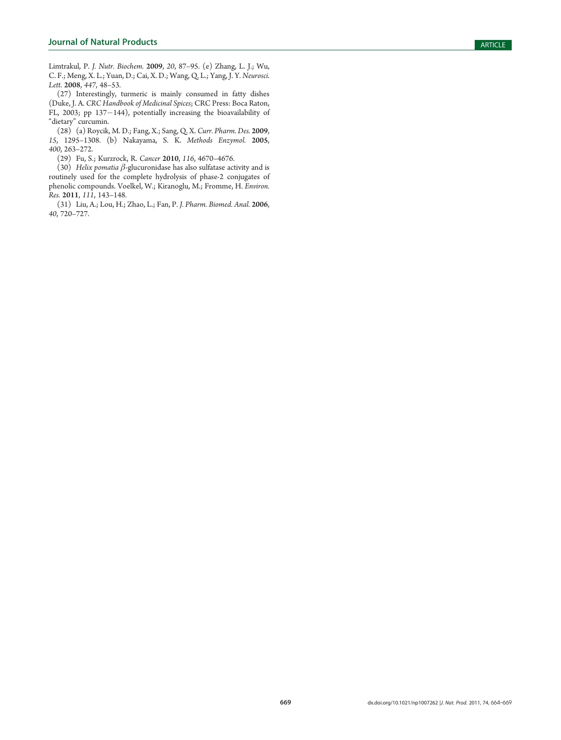Limtrakul, P. *J. Nutr. Biochem.* **2009**, *20*, 87–95. (e) Zhang, L. J.; Wu, C. F.; Meng, X. L.; Yuan, D.; Cai, X. D.; Wang, Q. L.; Yang, J. Y. *Neurosci. Lett.* **2008**, *447*, 48–53.

(27) Interestingly, turmeric is mainly consumed in fatty dishes (Duke, J. A. *CRC Handbook of Medicinal Spices*; CRC Press: Boca Raton, FL, 2003; pp 137−144), potentially increasing the bioavailability of "dietary" curcumin.

(28) (a) Roycik, M. D.; Fang, X.; Sang, Q. X. *Curr. Pharm. Des.* **2009**, *15*, 1295–1308. (b) Nakayama, S. K. *Methods Enzymol.* **2005**, *400*, 263–272.

(29) Fu, S.; Kurzrock, R. *Cancer* **2010**, *116*, 4670–4676.

(30) *Helix pomatia* β-glucuronidase has also sulfatase activity and is routinely used for the complete hydrolysis of phase-2 conjugates of phenolic compounds. Voelkel, W.; Kiranoglu, M.; Fromme, H. *Environ. Res.* **2011**, *111*, 143–148.

(31) Liu, A.; Lou, H.; Zhao, L.; Fan, P. *J. Pharm. Biomed. Anal.* **2006**, *40*, 720–727.